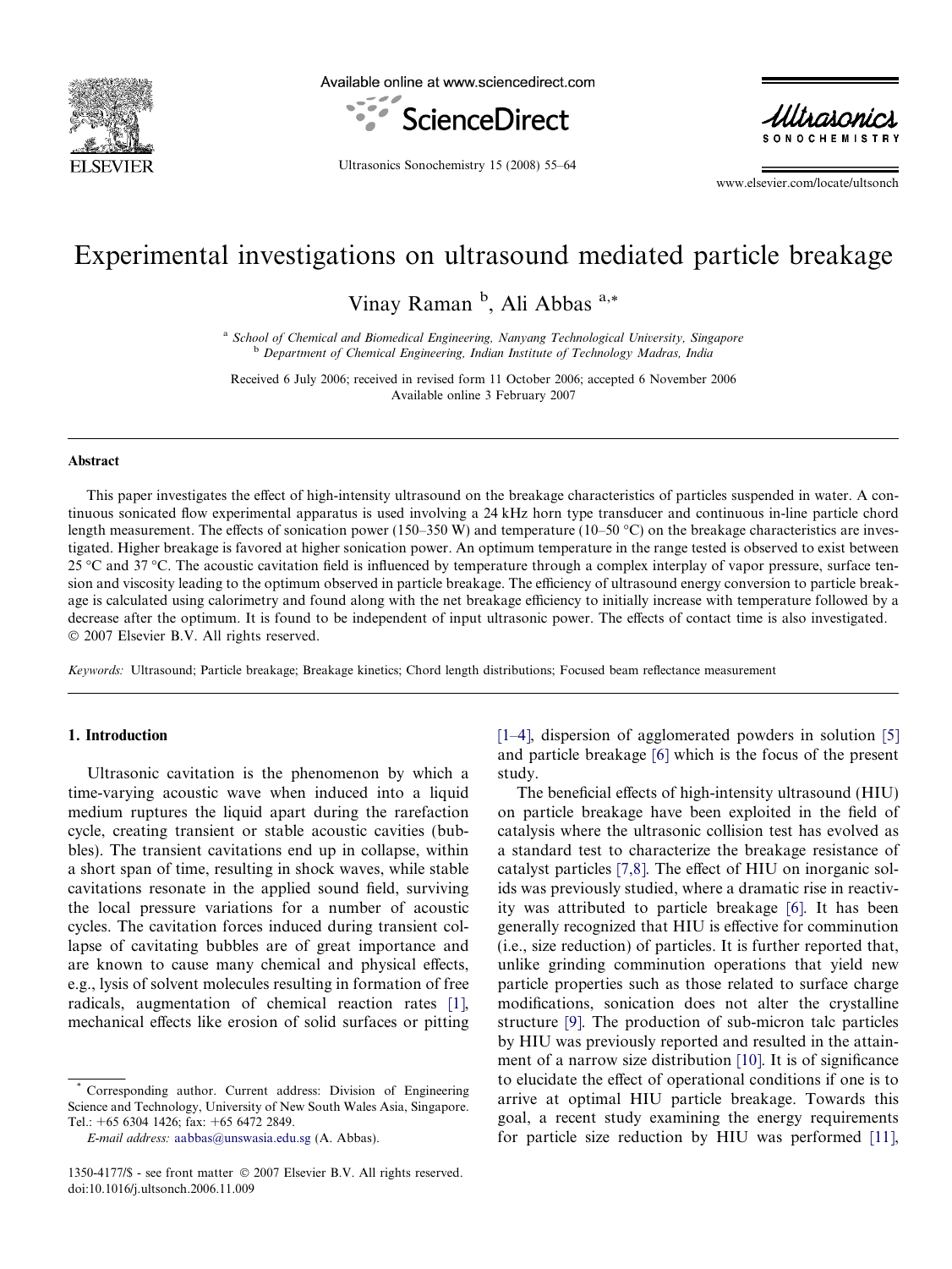# Experimental investigations on ultrasound mediated particle breakage

Vinay Raman [b], Ali Abbas [a,*]

[a] *School of Chemical and Biomedical Engineering, Nanyang Technological University, Singapore*
[b] *Department of Chemical Engineering, Indian Institute of Technology Madras, India*

Received 6 July 2006; received in revised form 11 October 2006; accepted 6 November 2006
Available online 3 February 2007

## Abstract

This paper investigates the effect of high-intensity ultrasound on the breakage characteristics of particles suspended in water. A continuous sonicated flow experimental apparatus is used involving a 24 kHz horn type transducer and continuous in-line particle chord length measurement. The effects of sonication power (150–350 W) and temperature (10–50 °C) on the breakage characteristics are investigated. Higher breakage is favored at higher sonication power. An optimum temperature in the range tested is observed to exist between 25 °C and 37 °C. The acoustic cavitation field is influenced by temperature through a complex interplay of vapor pressure, surface tension and viscosity leading to the optimum observed in particle breakage. The efficiency of ultrasound energy conversion to particle breakage is calculated using calorimetry and found along with the net breakage efficiency to initially increase with temperature followed by a decrease after the optimum. It is found to be independent of input ultrasonic power. The effects of contact time is also investigated.
© 2007 Elsevier B.V. All rights reserved.

*Keywords:* Ultrasound; Particle breakage; Breakage kinetics; Chord length distributions; Focused beam reflectance measurement

## 1. Introduction

Ultrasonic cavitation is the phenomenon by which a time-varying acoustic wave when induced into a liquid medium ruptures the liquid apart during the rarefaction cycle, creating transient or stable acoustic cavities (bubbles). The transient cavitations end up in collapse, within a short span of time, resulting in shock waves, while stable cavitations resonate in the applied sound field, surviving the local pressure variations for a number of acoustic cycles. The cavitation forces induced during transient collapse of cavitating bubbles are of great importance and are known to cause many chemical and physical effects, e.g., lysis of solvent molecules resulting in formation of free radicals, augmentation of chemical reaction rates [1], mechanical effects like erosion of solid surfaces or pitting [1–4], dispersion of agglomerated powders in solution [5] and particle breakage [6] which is the focus of the present study.

The beneficial effects of high-intensity ultrasound (HIU) on particle breakage have been exploited in the field of catalysis where the ultrasonic collision test has evolved as a standard test to characterize the breakage resistance of catalyst particles [7,8]. The effect of HIU on inorganic solids was previously studied, where a dramatic rise in reactivity was attributed to particle breakage [6]. It has been generally recognized that HIU is effective for comminution (i.e., size reduction) of particles. It is further reported that, unlike grinding comminution operations that yield new particle properties such as those related to surface charge modifications, sonication does not alter the crystalline structure [9]. The production of sub-micron talc particles by HIU was previously reported and resulted in the attainment of a narrow size distribution [10]. It is of significance to elucidate the effect of operational conditions if one is to arrive at optimal HIU particle breakage. Towards this goal, a recent study examining the energy requirements for particle size reduction by HIU was performed [11],

\* Corresponding author. Current address: Division of Engineering Science and Technology, University of New South Wales Asia, Singapore. Tel.: +65 6304 1426; fax: +65 6472 2849.
*E-mail address:* aabbas@unswasia.edu.sg (A. Abbas).

1350-4177/$ - see front matter © 2007 Elsevier B.V. All rights reserved.
doi:10.1016/j.ultsonch.2006.11.009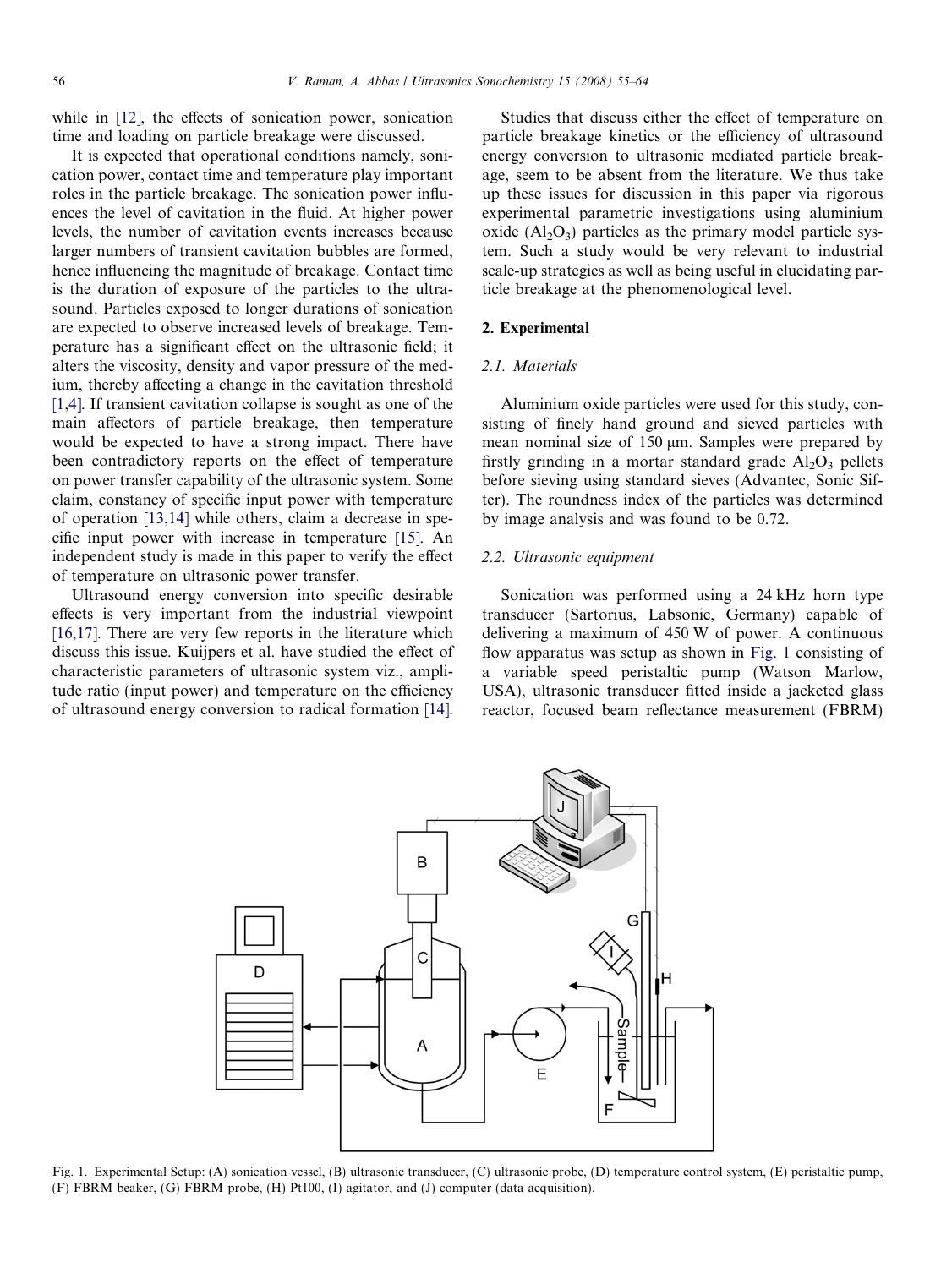while in [12], the effects of sonication power, sonication time and loading on particle breakage were discussed.

It is expected that operational conditions namely, sonication power, contact time and temperature play important roles in the particle breakage. The sonication power influences the level of cavitation in the fluid. At higher power levels, the number of cavitation events increases because larger numbers of transient cavitation bubbles are formed, hence influencing the magnitude of breakage. Contact time is the duration of exposure of the particles to the ultrasound. Particles exposed to longer durations of sonication are expected to observe increased levels of breakage. Temperature has a significant effect on the ultrasonic field; it alters the viscosity, density and vapor pressure of the medium, thereby affecting a change in the cavitation threshold [1,4]. If transient cavitation collapse is sought as one of the main affectors of particle breakage, then temperature would be expected to have a strong impact. There have been contradictory reports on the effect of temperature on power transfer capability of the ultrasonic system. Some claim, constancy of specific input power with temperature of operation [13,14] while others, claim a decrease in specific input power with increase in temperature [15]. An independent study is made in this paper to verify the effect of temperature on ultrasonic power transfer.

Ultrasound energy conversion into specific desirable effects is very important from the industrial viewpoint [16,17]. There are very few reports in the literature which discuss this issue. Kuijpers et al. have studied the effect of characteristic parameters of ultrasonic system viz., amplitude ratio (input power) and temperature on the efficiency of ultrasound energy conversion to radical formation [14].

Studies that discuss either the effect of temperature on particle breakage kinetics or the efficiency of ultrasound energy conversion to ultrasonic mediated particle breakage, seem to be absent from the literature. We thus take up these issues for discussion in this paper via rigorous experimental parametric investigations using aluminium oxide ($Al_2O_3$) particles as the primary model particle system. Such a study would be very relevant to industrial scale-up strategies as well as being useful in elucidating particle breakage at the phenomenological level.

## 2. Experimental

### 2.1. Materials

Aluminium oxide particles were used for this study, consisting of finely hand ground and sieved particles with mean nominal size of 150 μm. Samples were prepared by firstly grinding in a mortar standard grade $Al_2O_3$ pellets before sieving using standard sieves (Advantec, Sonic Sifter). The roundness index of the particles was determined by image analysis and was found to be 0.72.

### 2.2. Ultrasonic equipment

Sonication was performed using a 24 kHz horn type transducer (Sartorius, Labsonic, Germany) capable of delivering a maximum of 450 W of power. A continuous flow apparatus was setup as shown in Fig. 1 consisting of a variable speed peristaltic pump (Watson Marlow, USA), ultrasonic transducer fitted inside a jacketed glass reactor, focused beam reflectance measurement (FBRM)

Fig. 1. Experimental Setup: (A) sonication vessel, (B) ultrasonic transducer, (C) ultrasonic probe, (D) temperature control system, (E) peristaltic pump, (F) FBRM beaker, (G) FBRM probe, (H) Pt100, (I) agitator, and (J) computer (data acquisition).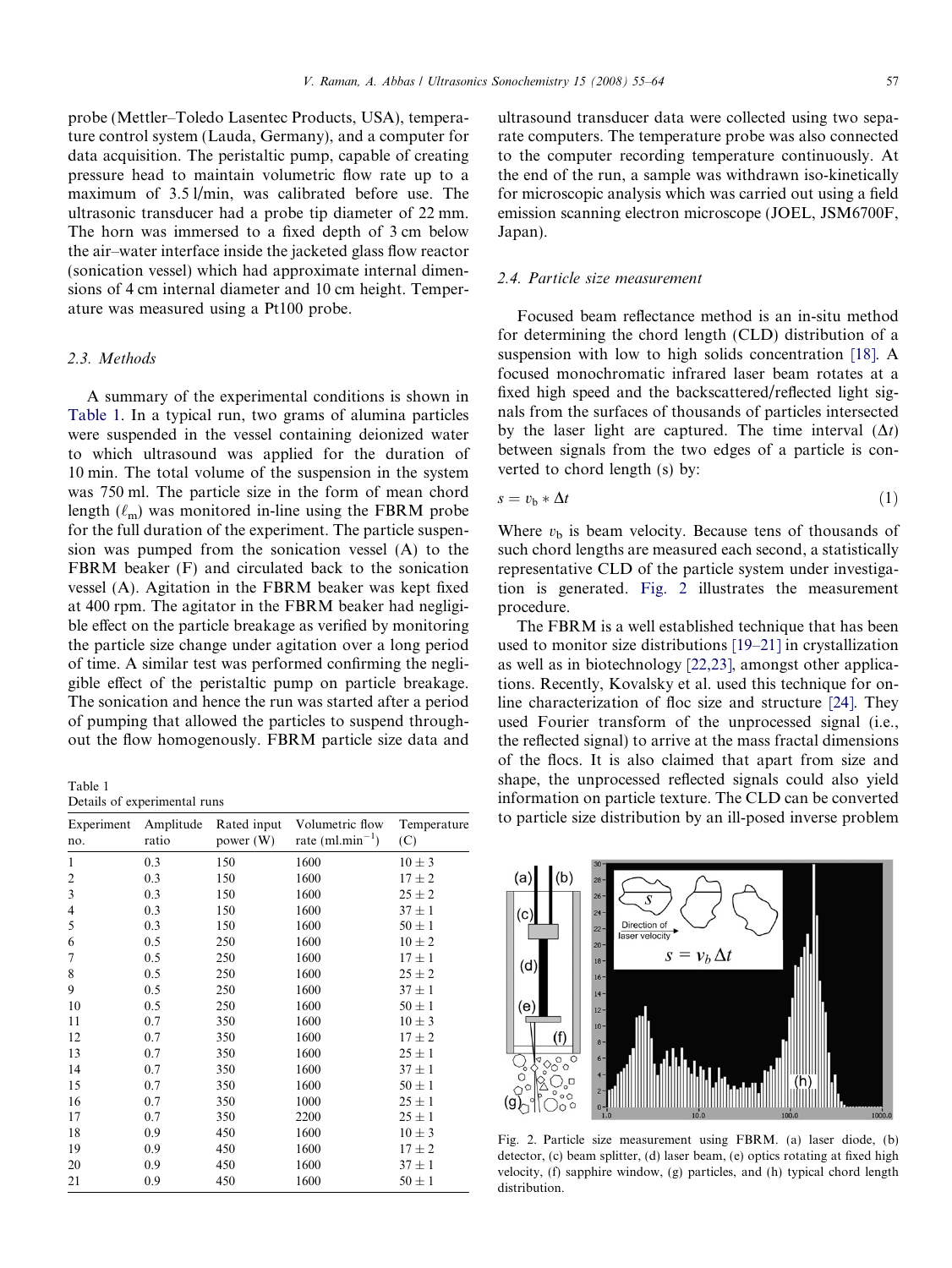probe (Mettler–Toledo Lasentec Products, USA), temperature control system (Lauda, Germany), and a computer for data acquisition. The peristaltic pump, capable of creating pressure head to maintain volumetric flow rate up to a maximum of 3.5 l/min, was calibrated before use. The ultrasonic transducer had a probe tip diameter of 22 mm. The horn was immersed to a fixed depth of 3 cm below the air–water interface inside the jacketed glass flow reactor (sonication vessel) which had approximate internal dimensions of 4 cm internal diameter and 10 cm height. Temperature was measured using a Pt100 probe.

### 2.3. Methods

A summary of the experimental conditions is shown in Table 1. In a typical run, two grams of alumina particles were suspended in the vessel containing deionized water to which ultrasound was applied for the duration of 10 min. The total volume of the suspension in the system was 750 ml. The particle size in the form of mean chord length ($\ell_m$) was monitored in-line using the FBRM probe for the full duration of the experiment. The particle suspension was pumped from the sonication vessel (A) to the FBRM beaker (F) and circulated back to the sonication vessel (A). Agitation in the FBRM beaker was kept fixed at 400 rpm. The agitator in the FBRM beaker had negligible effect on the particle breakage as verified by monitoring the particle size change under agitation over a long period of time. A similar test was performed confirming the negligible effect of the peristaltic pump on particle breakage. The sonication and hence the run was started after a period of pumping that allowed the particles to suspend throughout the flow homogenously. FBRM particle size data and ultrasound transducer data were collected using two separate computers. The temperature probe was also connected to the computer recording temperature continuously. At the end of the run, a sample was withdrawn iso-kinetically for microscopic analysis which was carried out using a field emission scanning electron microscope (JOEL, JSM6700F, Japan).

Table 1
Details of experimental runs

| Experiment no. | Amplitude ratio | Rated input power (W) | Volumetric flow rate (ml.min$^{-1}$) | Temperature (C) |
|---|---|---|---|---|
| 1 | 0.3 | 150 | 1600 | $10 \pm 3$ |
| 2 | 0.3 | 150 | 1600 | $17 \pm 2$ |
| 3 | 0.3 | 150 | 1600 | $25 \pm 2$ |
| 4 | 0.3 | 150 | 1600 | $37 \pm 1$ |
| 5 | 0.3 | 150 | 1600 | $50 \pm 1$ |
| 6 | 0.5 | 250 | 1600 | $10 \pm 2$ |
| 7 | 0.5 | 250 | 1600 | $17 \pm 1$ |
| 8 | 0.5 | 250 | 1600 | $25 \pm 2$ |
| 9 | 0.5 | 250 | 1600 | $37 \pm 1$ |
| 10 | 0.5 | 250 | 1600 | $50 \pm 1$ |
| 11 | 0.7 | 350 | 1600 | $10 \pm 3$ |
| 12 | 0.7 | 350 | 1600 | $17 \pm 2$ |
| 13 | 0.7 | 350 | 1600 | $25 \pm 1$ |
| 14 | 0.7 | 350 | 1600 | $37 \pm 1$ |
| 15 | 0.7 | 350 | 1600 | $50 \pm 1$ |
| 16 | 0.7 | 350 | 1000 | $25 \pm 1$ |
| 17 | 0.7 | 350 | 2200 | $25 \pm 1$ |
| 18 | 0.9 | 450 | 1600 | $10 \pm 3$ |
| 19 | 0.9 | 450 | 1600 | $17 \pm 2$ |
| 20 | 0.9 | 450 | 1600 | $37 \pm 1$ |
| 21 | 0.9 | 450 | 1600 | $50 \pm 1$ |

### 2.4. Particle size measurement

Focused beam reflectance method is an in-situ method for determining the chord length (CLD) distribution of a suspension with low to high solids concentration [18]. A focused monochromatic infrared laser beam rotates at a fixed high speed and the backscattered/reflected light signals from the surfaces of thousands of particles intersected by the laser light are captured. The time interval ($\Delta t$) between signals from the two edges of a particle is converted to chord length (s) by:

$$s = v_b * \Delta t \tag{1}$$

Where $v_b$ is beam velocity. Because tens of thousands of such chord lengths are measured each second, a statistically representative CLD of the particle system under investigation is generated. Fig. 2 illustrates the measurement procedure.

The FBRM is a well established technique that has been used to monitor size distributions [19–21] in crystallization as well as in biotechnology [22,23], amongst other applications. Recently, Kovalsky et al. used this technique for online characterization of floc size and structure [24]. They used Fourier transform of the unprocessed signal (i.e., the reflected signal) to arrive at the mass fractal dimensions of the flocs. It is also claimed that apart from size and shape, the unprocessed reflected signals could also yield information on particle texture. The CLD can be converted to particle size distribution by an ill-posed inverse problem

Fig. 2. Particle size measurement using FBRM. (a) laser diode, (b) detector, (c) beam splitter, (d) laser beam, (e) optics rotating at fixed high velocity, (f) sapphire window, (g) particles, and (h) typical chord length distribution.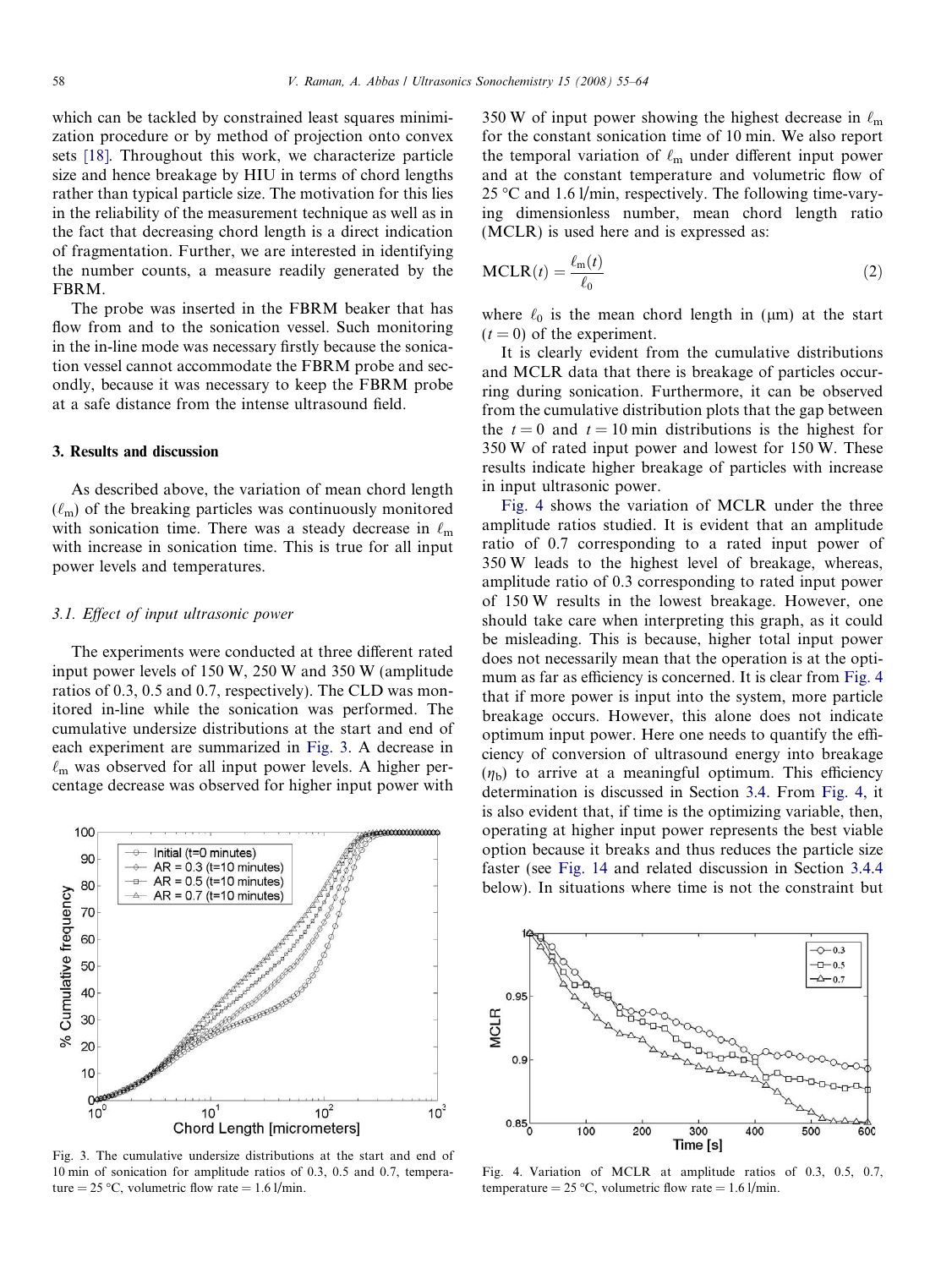which can be tackled by constrained least squares minimization procedure or by method of projection onto convex sets [18]. Throughout this work, we characterize particle size and hence breakage by HIU in terms of chord lengths rather than typical particle size. The motivation for this lies in the reliability of the measurement technique as well as in the fact that decreasing chord length is a direct indication of fragmentation. Further, we are interested in identifying the number counts, a measure readily generated by the FBRM.

The probe was inserted in the FBRM beaker that has flow from and to the sonication vessel. Such monitoring in the in-line mode was necessary firstly because the sonication vessel cannot accommodate the FBRM probe and secondly, because it was necessary to keep the FBRM probe at a safe distance from the intense ultrasound field.

## 3. Results and discussion

As described above, the variation of mean chord length ($\ell_m$) of the breaking particles was continuously monitored with sonication time. There was a steady decrease in $\ell_m$ with increase in sonication time. This is true for all input power levels and temperatures.

### 3.1. Effect of input ultrasonic power

The experiments were conducted at three different rated input power levels of 150 W, 250 W and 350 W (amplitude ratios of 0.3, 0.5 and 0.7, respectively). The CLD was monitored in-line while the sonication was performed. The cumulative undersize distributions at the start and end of each experiment are summarized in Fig. 3. A decrease in $\ell_m$ was observed for all input power levels. A higher percentage decrease was observed for higher input power with 350 W of input power showing the highest decrease in $\ell_m$ for the constant sonication time of 10 min. We also report the temporal variation of $\ell_m$ under different input power and at the constant temperature and volumetric flow of 25 °C and 1.6 l/min, respectively. The following time-varying dimensionless number, mean chord length ratio (MCLR) is used here and is expressed as:

$$\mathrm{MCLR}(t) = \frac{\ell_m(t)}{\ell_0} \tag{2}$$

where $\ell_0$ is the mean chord length in (μm) at the start ($t = 0$) of the experiment.

It is clearly evident from the cumulative distributions and MCLR data that there is breakage of particles occurring during sonication. Furthermore, it can be observed from the cumulative distribution plots that the gap between the $t = 0$ and $t = 10$ min distributions is the highest for 350 W of rated input power and lowest for 150 W. These results indicate higher breakage of particles with increase in input ultrasonic power.

Fig. 4 shows the variation of MCLR under the three amplitude ratios studied. It is evident that an amplitude ratio of 0.7 corresponding to a rated input power of 350 W leads to the highest level of breakage, whereas, amplitude ratio of 0.3 corresponding to rated input power of 150 W results in the lowest breakage. However, one should take care when interpreting this graph, as it could be misleading. This is because, higher total input power does not necessarily mean that the operation is at the optimum as far as efficiency is concerned. It is clear from Fig. 4 that if more power is input into the system, more particle breakage occurs. However, this alone does not indicate optimum input power. Here one needs to quantify the efficiency of conversion of ultrasound energy into breakage ($\eta_b$) to arrive at a meaningful optimum. This efficiency determination is discussed in Section 3.4. From Fig. 4, it is also evident that, if time is the optimizing variable, then, operating at higher input power represents the best viable option because it breaks and thus reduces the particle size faster (see Fig. 14 and related discussion in Section 3.4.4 below). In situations where time is not the constraint but

Fig. 3. The cumulative undersize distributions at the start and end of 10 min of sonication for amplitude ratios of 0.3, 0.5 and 0.7, temperature = 25 °C, volumetric flow rate = 1.6 l/min.

Fig. 4. Variation of MCLR at amplitude ratios of 0.3, 0.5, 0.7, temperature = 25 °C, volumetric flow rate = 1.6 l/min.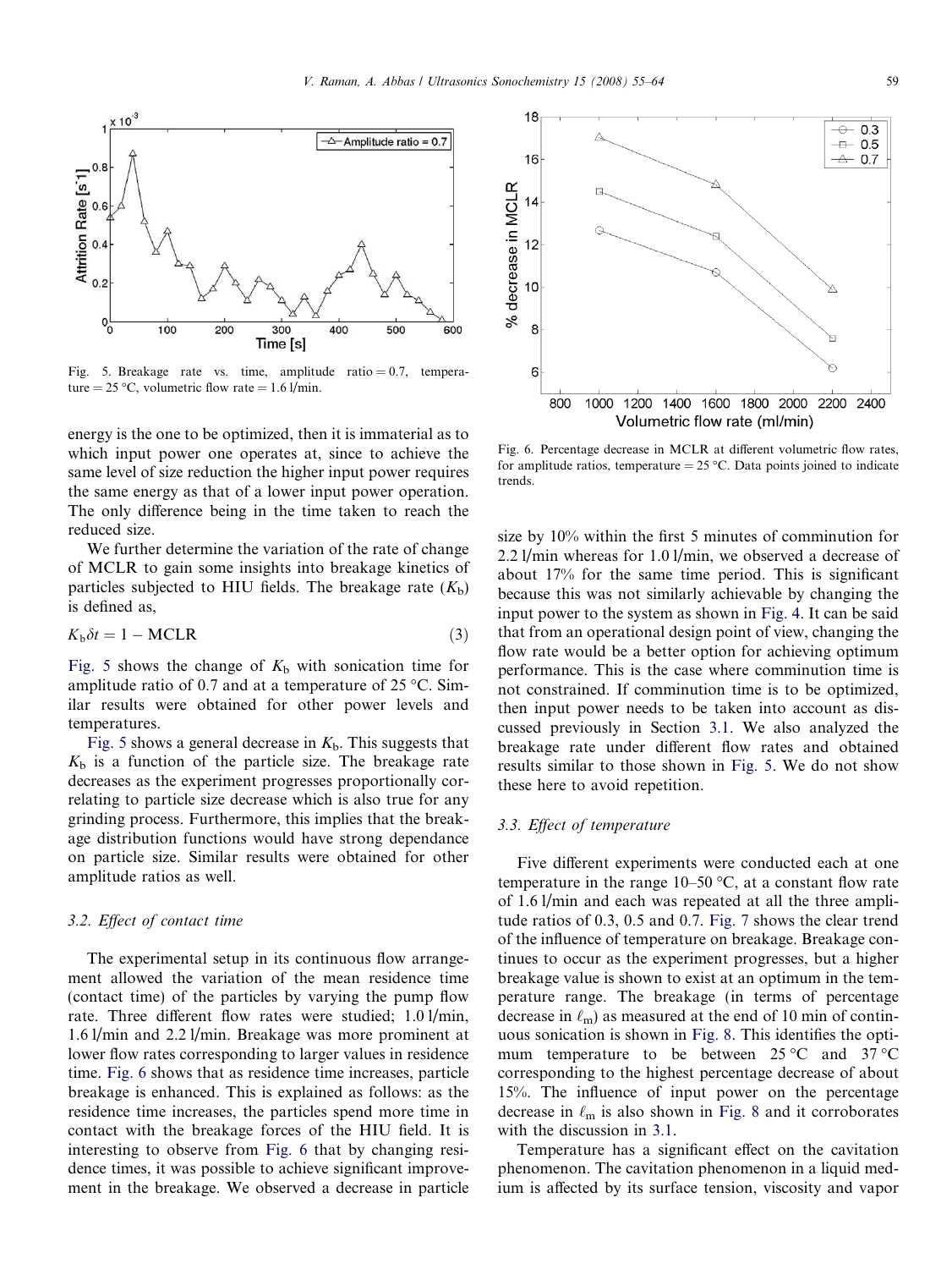Fig. 5. Breakage rate vs. time, amplitude ratio = 0.7, temperature = 25 °C, volumetric flow rate = 1.6 l/min.

energy is the one to be optimized, then it is immaterial as to which input power one operates at, since to achieve the same level of size reduction the higher input power requires the same energy as that of a lower input power operation. The only difference being in the time taken to reach the reduced size.

We further determine the variation of the rate of change of MCLR to gain some insights into breakage kinetics of particles subjected to HIU fields. The breakage rate ($K_b$) is defined as,

$$K_b \delta t = 1 - \text{MCLR} \tag{3}$$

Fig. 5 shows the change of $K_b$ with sonication time for amplitude ratio of 0.7 and at a temperature of 25 °C. Similar results were obtained for other power levels and temperatures.

Fig. 5 shows a general decrease in $K_b$. This suggests that $K_b$ is a function of the particle size. The breakage rate decreases as the experiment progresses proportionally correlating to particle size decrease which is also true for any grinding process. Furthermore, this implies that the breakage distribution functions would have strong dependance on particle size. Similar results were obtained for other amplitude ratios as well.

### 3.2. Effect of contact time

The experimental setup in its continuous flow arrangement allowed the variation of the mean residence time (contact time) of the particles by varying the pump flow rate. Three different flow rates were studied; 1.0 l/min, 1.6 l/min and 2.2 l/min. Breakage was more prominent at lower flow rates corresponding to larger values in residence time. Fig. 6 shows that as residence time increases, particle breakage is enhanced. This is explained as follows: as the residence time increases, the particles spend more time in contact with the breakage forces of the HIU field. It is interesting to observe from Fig. 6 that by changing residence times, it was possible to achieve significant improvement in the breakage. We observed a decrease in particle size by 10% within the first 5 minutes of comminution for 2.2 l/min whereas for 1.0 l/min, we observed a decrease of about 17% for the same time period. This is significant because this was not similarly achievable by changing the input power to the system as shown in Fig. 4. It can be said that from an operational design point of view, changing the flow rate would be a better option for achieving optimum performance. This is the case where comminution time is not constrained. If comminution time is to be optimized, then input power needs to be taken into account as discussed previously in Section 3.1. We also analyzed the breakage rate under different flow rates and obtained results similar to those shown in Fig. 5. We do not show these here to avoid repetition.

Fig. 6. Percentage decrease in MCLR at different volumetric flow rates, for amplitude ratios, temperature = 25 °C. Data points joined to indicate trends.

### 3.3. Effect of temperature

Five different experiments were conducted each at one temperature in the range 10–50 °C, at a constant flow rate of 1.6 l/min and each was repeated at all the three amplitude ratios of 0.3, 0.5 and 0.7. Fig. 7 shows the clear trend of the influence of temperature on breakage. Breakage continues to occur as the experiment progresses, but a higher breakage value is shown to exist at an optimum in the temperature range. The breakage (in terms of percentage decrease in $\ell_m$) as measured at the end of 10 min of continuous sonication is shown in Fig. 8. This identifies the optimum temperature to be between 25 °C and 37 °C corresponding to the highest percentage decrease of about 15%. The influence of input power on the percentage decrease in $\ell_m$ is also shown in Fig. 8 and it corroborates with the discussion in 3.1.

Temperature has a significant effect on the cavitation phenomenon. The cavitation phenomenon in a liquid medium is affected by its surface tension, viscosity and vapor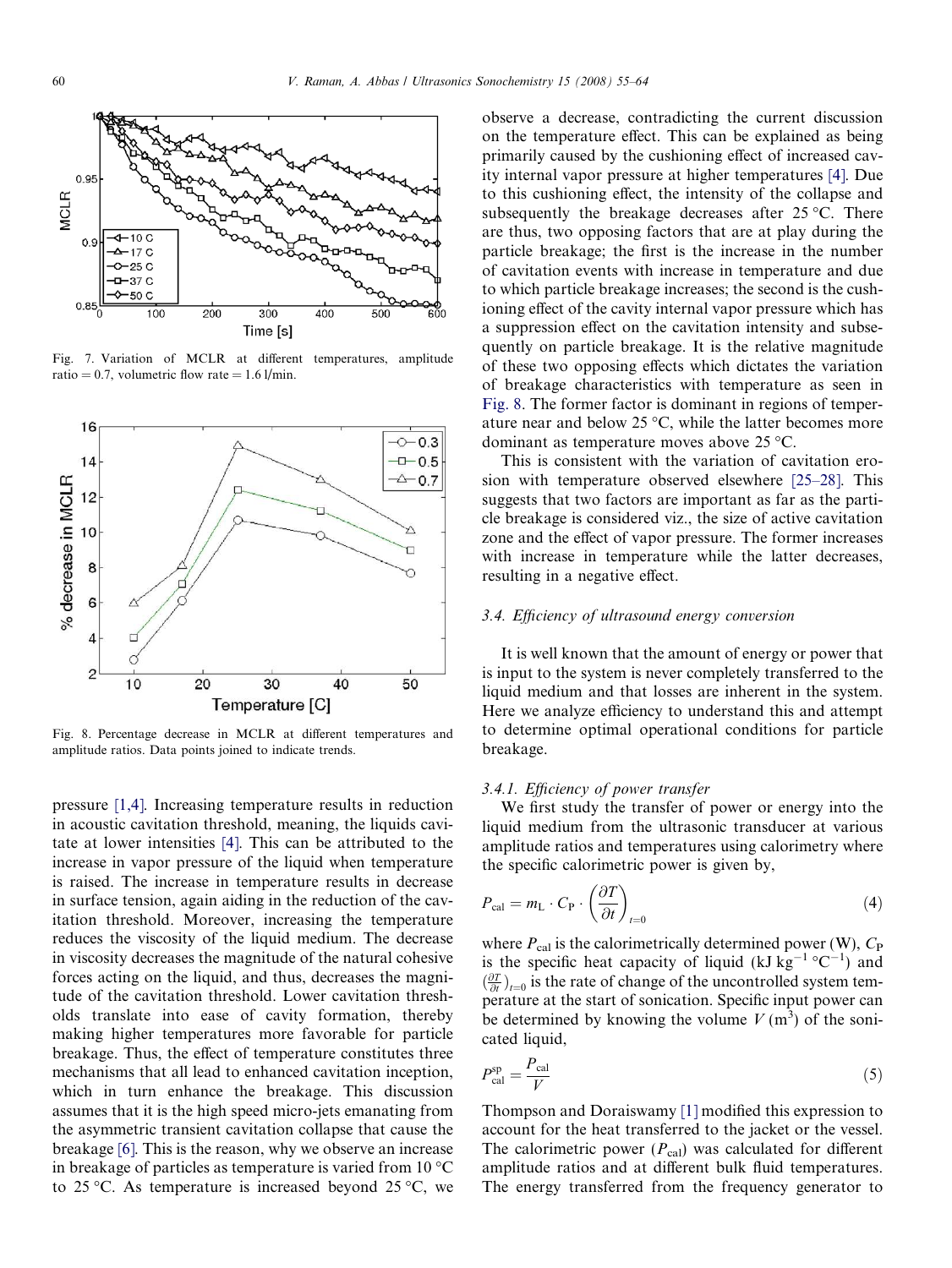Fig. 7. Variation of MCLR at different temperatures, amplitude ratio = 0.7, volumetric flow rate = 1.6 l/min.

Fig. 8. Percentage decrease in MCLR at different temperatures and amplitude ratios. Data points joined to indicate trends.

pressure [1,4]. Increasing temperature results in reduction in acoustic cavitation threshold, meaning, the liquids cavitate at lower intensities [4]. This can be attributed to the increase in vapor pressure of the liquid when temperature is raised. The increase in temperature results in decrease in surface tension, again aiding in the reduction of the cavitation threshold. Moreover, increasing the temperature reduces the viscosity of the liquid medium. The decrease in viscosity decreases the magnitude of the natural cohesive forces acting on the liquid, and thus, decreases the magnitude of the cavitation threshold. Lower cavitation thresholds translate into ease of cavity formation, thereby making higher temperatures more favorable for particle breakage. Thus, the effect of temperature constitutes three mechanisms that all lead to enhanced cavitation inception, which in turn enhance the breakage. This discussion assumes that it is the high speed micro-jets emanating from the asymmetric transient cavitation collapse that cause the breakage [6]. This is the reason, why we observe an increase in breakage of particles as temperature is varied from 10 °C to 25 °C. As temperature is increased beyond 25 °C, we observe a decrease, contradicting the current discussion on the temperature effect. This can be explained as being primarily caused by the cushioning effect of increased cavity internal vapor pressure at higher temperatures [4]. Due to this cushioning effect, the intensity of the collapse and subsequently the breakage decreases after 25 °C. There are thus, two opposing factors that are at play during the particle breakage; the first is the increase in the number of cavitation events with increase in temperature and due to which particle breakage increases; the second is the cushioning effect of the cavity internal vapor pressure which has a suppression effect on the cavitation intensity and subsequently on particle breakage. It is the relative magnitude of these two opposing effects which dictates the variation of breakage characteristics with temperature as seen in Fig. 8. The former factor is dominant in regions of temperature near and below 25 °C, while the latter becomes more dominant as temperature moves above 25 °C.

This is consistent with the variation of cavitation erosion with temperature observed elsewhere [25–28]. This suggests that two factors are important as far as the particle breakage is considered viz., the size of active cavitation zone and the effect of vapor pressure. The former increases with increase in temperature while the latter decreases, resulting in a negative effect.

### 3.4. Efficiency of ultrasound energy conversion

It is well known that the amount of energy or power that is input to the system is never completely transferred to the liquid medium and that losses are inherent in the system. Here we analyze efficiency to understand this and attempt to determine optimal operational conditions for particle breakage.

#### 3.4.1. Efficiency of power transfer

We first study the transfer of power or energy into the liquid medium from the ultrasonic transducer at various amplitude ratios and temperatures using calorimetry where the specific calorimetric power is given by,

$$P_{\text{cal}} = m_{\text{L}} \cdot C_{\text{P}} \cdot \left(\frac{\partial T}{\partial t}\right)_{t=0} \tag{4}$$

where $P_{\text{cal}}$ is the calorimetrically determined power (W), $C_{\text{P}}$ is the specific heat capacity of liquid (kJ kg$^{-1}$ °C$^{-1}$) and $\left(\frac{\partial T}{\partial t}\right)_{t=0}$ is the rate of change of the uncontrolled system temperature at the start of sonication. Specific input power can be determined by knowing the volume $V$ (m$^3$) of the sonicated liquid,

$$P_{\text{cal}}^{\text{sp}} = \frac{P_{\text{cal}}}{V} \tag{5}$$

Thompson and Doraiswamy [1] modified this expression to account for the heat transferred to the jacket or the vessel. The calorimetric power ($P_{\text{cal}}$) was calculated for different amplitude ratios and at different bulk fluid temperatures. The energy transferred from the frequency generator to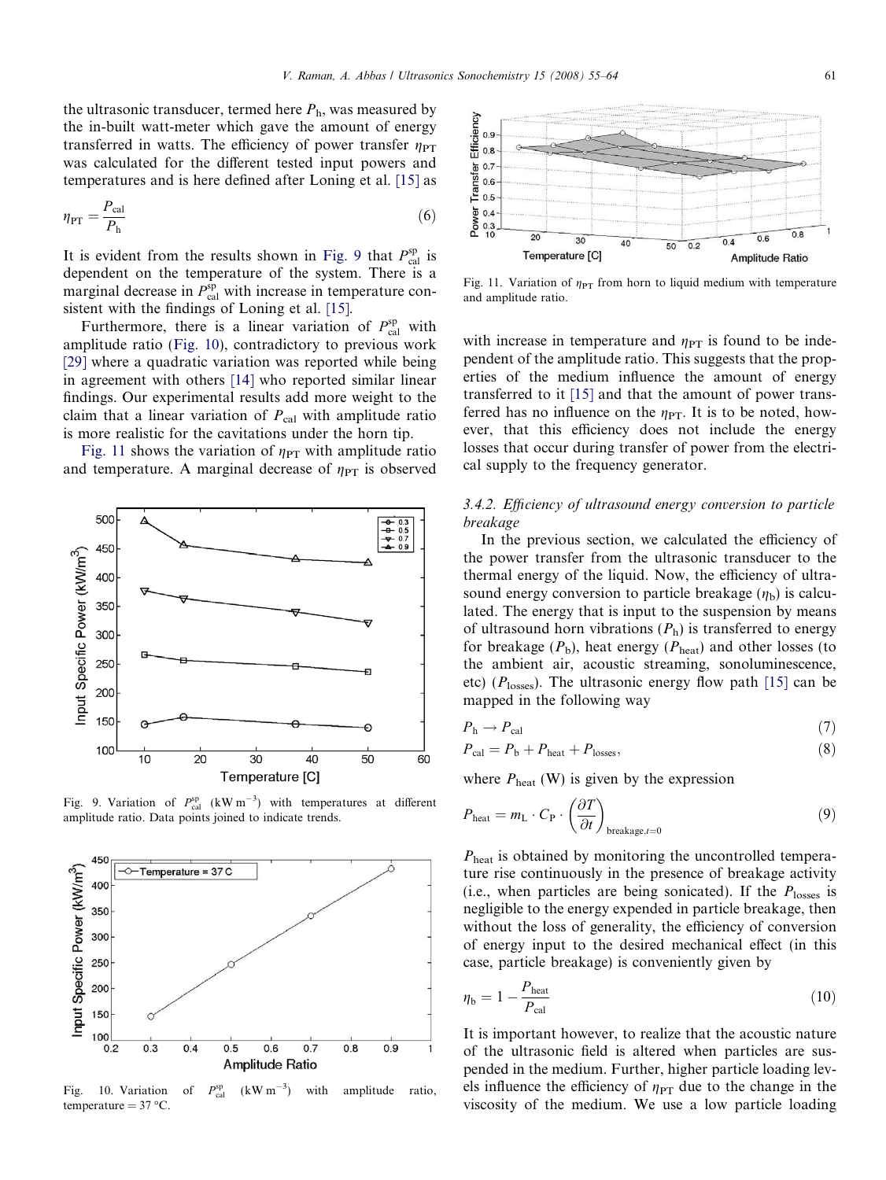the ultrasonic transducer, termed here $P_h$, was measured by the in-built watt-meter which gave the amount of energy transferred in watts. The efficiency of power transfer $\eta_{PT}$ was calculated for the different tested input powers and temperatures and is here defined after Loning et al. [15] as

$$\eta_{PT} = \frac{P_{cal}}{P_h} \tag{6}$$

It is evident from the results shown in Fig. 9 that $P_{cal}^{sp}$ is dependent on the temperature of the system. There is a marginal decrease in $P_{cal}^{sp}$ with increase in temperature consistent with the findings of Loning et al. [15].

Furthermore, there is a linear variation of $P_{cal}^{sp}$ with amplitude ratio (Fig. 10), contradictory to previous work [29] where a quadratic variation was reported while being in agreement with others [14] who reported similar linear findings. Our experimental results add more weight to the claim that a linear variation of $P_{cal}$ with amplitude ratio is more realistic for the cavitations under the horn tip.

Fig. 11 shows the variation of $\eta_{PT}$ with amplitude ratio and temperature. A marginal decrease of $\eta_{PT}$ is observed with increase in temperature and $\eta_{PT}$ is found to be independent of the amplitude ratio. This suggests that the properties of the medium influence the amount of energy transferred to it [15] and that the amount of power transferred has no influence on the $\eta_{PT}$. It is to be noted, however, that this efficiency does not include the energy losses that occur during transfer of power from the electrical supply to the frequency generator.

Fig. 9. Variation of $P_{cal}^{sp}$ (kW m$^{-3}$) with temperatures at different amplitude ratio. Data points joined to indicate trends.

Fig. 10. Variation of $P_{cal}^{sp}$ (kW m$^{-3}$) with amplitude ratio, temperature = 37 °C.

Fig. 11. Variation of $\eta_{PT}$ from horn to liquid medium with temperature and amplitude ratio.

### 3.4.2. Efficiency of ultrasound energy conversion to particle breakage

In the previous section, we calculated the efficiency of the power transfer from the ultrasonic transducer to the thermal energy of the liquid. Now, the efficiency of ultrasound energy conversion to particle breakage ($\eta_b$) is calculated. The energy that is input to the suspension by means of ultrasound horn vibrations ($P_h$) is transferred to energy for breakage ($P_b$), heat energy ($P_{heat}$) and other losses (to the ambient air, acoustic streaming, sonoluminescence, etc) ($P_{losses}$). The ultrasonic energy flow path [15] can be mapped in the following way

$$P_h \rightarrow P_{cal} \tag{7}$$

$$P_{cal} = P_b + P_{heat} + P_{losses}, \tag{8}$$

where $P_{heat}$ (W) is given by the expression

$$P_{heat} = m_L \cdot C_P \cdot \left(\frac{\partial T}{\partial t}\right)_{breakage, t=0} \tag{9}$$

$P_{heat}$ is obtained by monitoring the uncontrolled temperature rise continuously in the presence of breakage activity (i.e., when particles are being sonicated). If the $P_{losses}$ is negligible to the energy expended in particle breakage, then without the loss of generality, the efficiency of conversion of energy input to the desired mechanical effect (in this case, particle breakage) is conveniently given by

$$\eta_b = 1 - \frac{P_{heat}}{P_{cal}} \tag{10}$$

It is important however, to realize that the acoustic nature of the ultrasonic field is altered when particles are suspended in the medium. Further, higher particle loading levels influence the efficiency of $\eta_{PT}$ due to the change in the viscosity of the medium. We use a low particle loading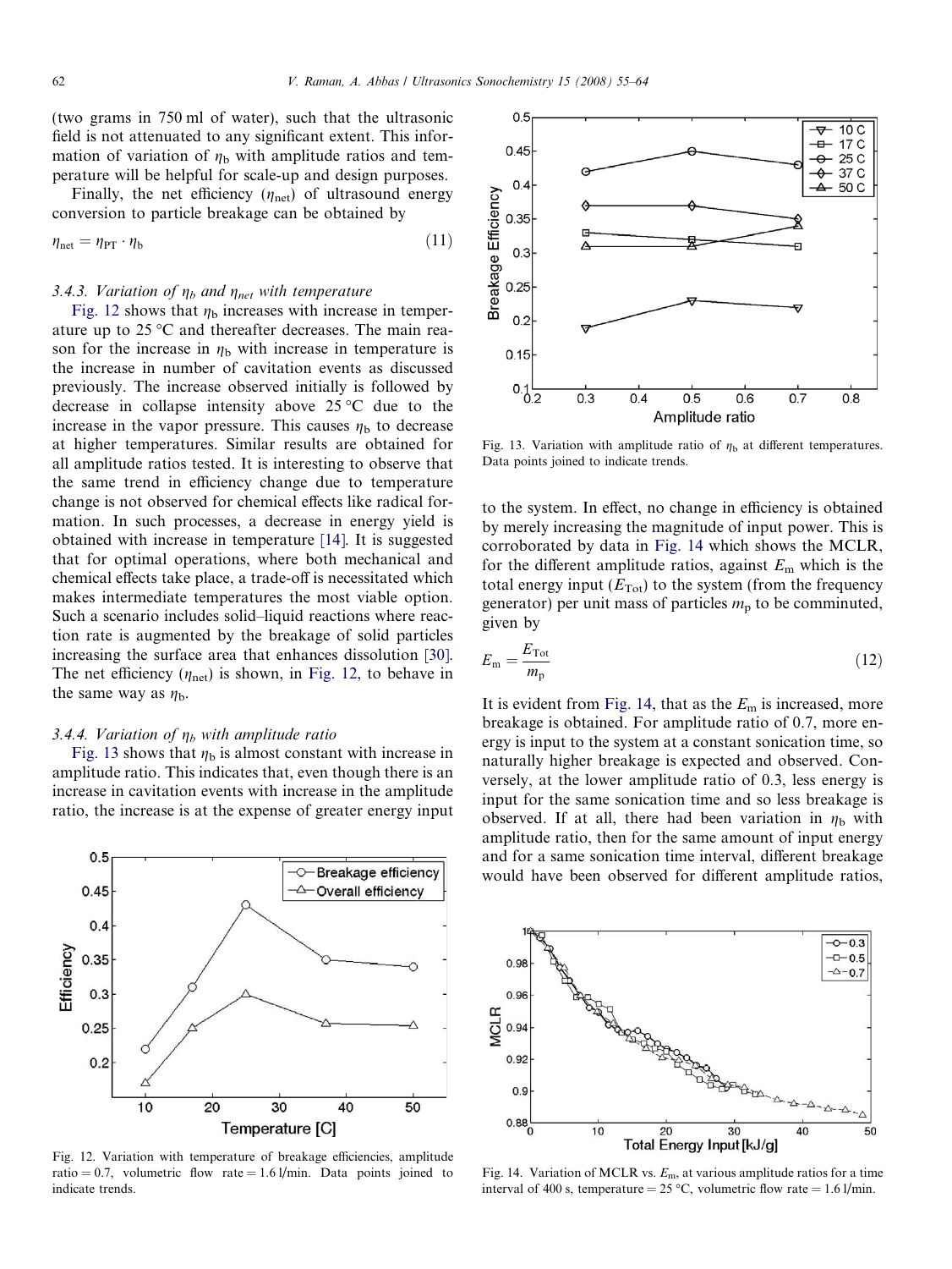(two grams in 750 ml of water), such that the ultrasonic field is not attenuated to any significant extent. This information of variation of $\eta_b$ with amplitude ratios and temperature will be helpful for scale-up and design purposes.

Finally, the net efficiency ($\eta_{net}$) of ultrasound energy conversion to particle breakage can be obtained by

$$\eta_{net} = \eta_{PT} \cdot \eta_b \tag{11}$$

### 3.4.3. Variation of $\eta_b$ and $\eta_{net}$ with temperature

Fig. 12 shows that $\eta_b$ increases with increase in temperature up to 25 °C and thereafter decreases. The main reason for the increase in $\eta_b$ with increase in temperature is the increase in number of cavitation events as discussed previously. The increase observed initially is followed by decrease in collapse intensity above 25 °C due to the increase in the vapor pressure. This causes $\eta_b$ to decrease at higher temperatures. Similar results are obtained for all amplitude ratios tested. It is interesting to observe that the same trend in efficiency change due to temperature change is not observed for chemical effects like radical formation. In such processes, a decrease in energy yield is obtained with increase in temperature [14]. It is suggested that for optimal operations, where both mechanical and chemical effects take place, a trade-off is necessitated which makes intermediate temperatures the most viable option. Such a scenario includes solid–liquid reactions where reaction rate is augmented by the breakage of solid particles increasing the surface area that enhances dissolution [30]. The net efficiency ($\eta_{net}$) is shown, in Fig. 12, to behave in the same way as $\eta_b$.

### 3.4.4. Variation of $\eta_b$ with amplitude ratio

Fig. 13 shows that $\eta_b$ is almost constant with increase in amplitude ratio. This indicates that, even though there is an increase in cavitation events with increase in the amplitude ratio, the increase is at the expense of greater energy input to the system. In effect, no change in efficiency is obtained by merely increasing the magnitude of input power. This is corroborated by data in Fig. 14 which shows the MCLR, for the different amplitude ratios, against $E_m$ which is the total energy input ($E_{Tot}$) to the system (from the frequency generator) per unit mass of particles $m_p$ to be comminuted, given by

$$E_m = \frac{E_{Tot}}{m_p} \tag{12}$$

It is evident from Fig. 14, that as the $E_m$ is increased, more breakage is obtained. For amplitude ratio of 0.7, more energy is input to the system at a constant sonication time, so naturally higher breakage is expected and observed. Conversely, at the lower amplitude ratio of 0.3, less energy is input for the same sonication time and so less breakage is observed. If at all, there had been variation in $\eta_b$ with amplitude ratio, then for the same amount of input energy and for a same sonication time interval, different breakage would have been observed for different amplitude ratios,

Fig. 12. Variation with temperature of breakage efficiencies, amplitude ratio = 0.7, volumetric flow rate = 1.6 l/min. Data points joined to indicate trends.

Fig. 13. Variation with amplitude ratio of $\eta_b$ at different temperatures. Data points joined to indicate trends.

Fig. 14. Variation of MCLR vs. $E_m$, at various amplitude ratios for a time interval of 400 s, temperature = 25 °C, volumetric flow rate = 1.6 l/min.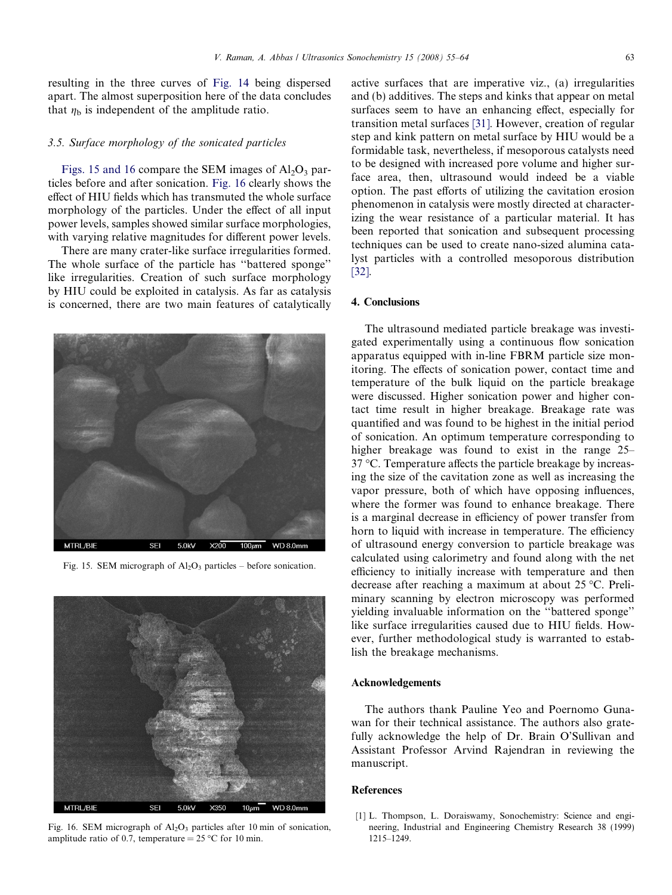resulting in the three curves of Fig. 14 being dispersed apart. The almost superposition here of the data concludes that $\eta_b$ is independent of the amplitude ratio.

### 3.5. Surface morphology of the sonicated particles

Figs. 15 and 16 compare the SEM images of $Al_2O_3$ particles before and after sonication. Fig. 16 clearly shows the effect of HIU fields which has transmuted the whole surface morphology of the particles. Under the effect of all input power levels, samples showed similar surface morphologies, with varying relative magnitudes for different power levels.

There are many crater-like surface irregularities formed. The whole surface of the particle has "battered sponge" like irregularities. Creation of such surface morphology by HIU could be exploited in catalysis. As far as catalysis is concerned, there are two main features of catalytically active surfaces that are imperative viz., (a) irregularities and (b) additives. The steps and kinks that appear on metal surfaces seem to have an enhancing effect, especially for transition metal surfaces [31]. However, creation of regular step and kink pattern on metal surface by HIU would be a formidable task, nevertheless, if mesoporous catalysts need to be designed with increased pore volume and higher surface area, then, ultrasound would indeed be a viable option. The past efforts of utilizing the cavitation erosion phenomenon in catalysis were mostly directed at characterizing the wear resistance of a particular material. It has been reported that sonication and subsequent processing techniques can be used to create nano-sized alumina catalyst particles with a controlled mesoporous distribution [32].

Fig. 15. SEM micrograph of $Al_2O_3$ particles – before sonication.

Fig. 16. SEM micrograph of $Al_2O_3$ particles after 10 min of sonication, amplitude ratio of 0.7, temperature = 25 °C for 10 min.

## 4. Conclusions

The ultrasound mediated particle breakage was investigated experimentally using a continuous flow sonication apparatus equipped with in-line FBRM particle size monitoring. The effects of sonication power, contact time and temperature of the bulk liquid on the particle breakage were discussed. Higher sonication power and higher contact time result in higher breakage. Breakage rate was quantified and was found to be highest in the initial period of sonication. An optimum temperature corresponding to higher breakage was found to exist in the range 25–37 °C. Temperature affects the particle breakage by increasing the size of the cavitation zone as well as increasing the vapor pressure, both of which have opposing influences, where the former was found to enhance breakage. There is a marginal decrease in efficiency of power transfer from horn to liquid with increase in temperature. The efficiency of ultrasound energy conversion to particle breakage was calculated using calorimetry and found along with the net efficiency to initially increase with temperature and then decrease after reaching a maximum at about 25 °C. Preliminary scanning by electron microscopy was performed yielding invaluable information on the "battered sponge" like surface irregularities caused due to HIU fields. However, further methodological study is warranted to establish the breakage mechanisms.

## Acknowledgements

The authors thank Pauline Yeo and Poernomo Gunawan for their technical assistance. The authors also gratefully acknowledge the help of Dr. Brain O'Sullivan and Assistant Professor Arvind Rajendran in reviewing the manuscript.

## References

[1] L. Thompson, L. Doraiswamy, Sonochemistry: Science and engineering, Industrial and Engineering Chemistry Research 38 (1999) 1215–1249.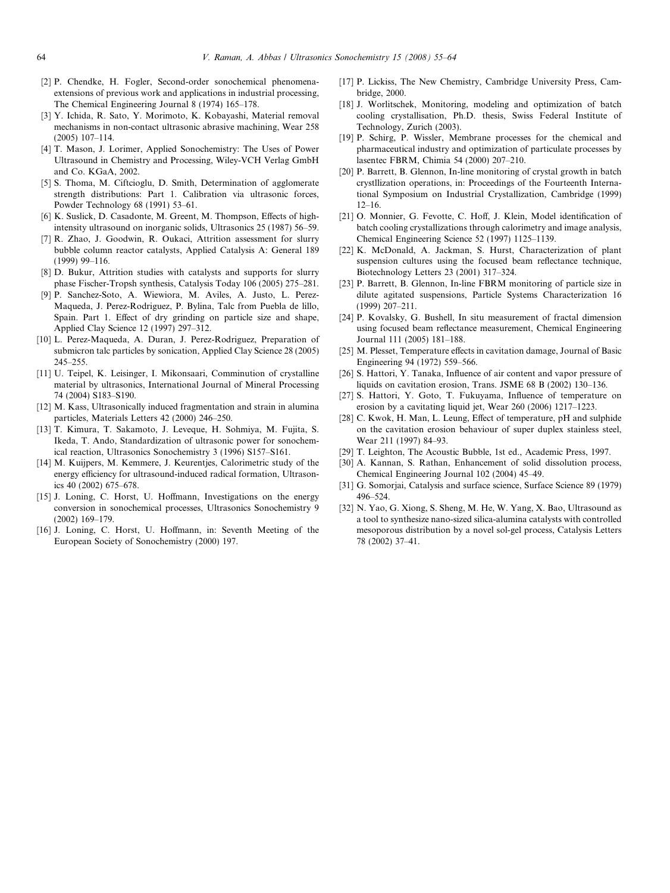[2] P. Chendke, H. Fogler, Second-order sonochemical phenomena-extensions of previous work and applications in industrial processing, The Chemical Engineering Journal 8 (1974) 165–178.

[3] Y. Ichida, R. Sato, Y. Morimoto, K. Kobayashi, Material removal mechanisms in non-contact ultrasonic abrasive machining, Wear 258 (2005) 107–114.

[4] T. Mason, J. Lorimer, Applied Sonochemistry: The Uses of Power Ultrasound in Chemistry and Processing, Wiley-VCH Verlag GmbH and Co. KGaA, 2002.

[5] S. Thoma, M. Ciftcioglu, D. Smith, Determination of agglomerate strength distributions: Part 1. Calibration via ultrasonic forces, Powder Technology 68 (1991) 53–61.

[6] K. Suslick, D. Casadonte, M. Greent, M. Thompson, Effects of high-intensity ultrasound on inorganic solids, Ultrasonics 25 (1987) 56–59.

[7] R. Zhao, J. Goodwin, R. Oukaci, Attrition assessment for slurry bubble column reactor catalysts, Applied Catalysis A: General 189 (1999) 99–116.

[8] D. Bukur, Attrition studies with catalysts and supports for slurry phase Fischer-Tropsh synthesis, Catalysis Today 106 (2005) 275–281.

[9] P. Sanchez-Soto, A. Wiewiora, M. Aviles, A. Justo, L. Perez-Maqueda, J. Perez-Rodriguez, P. Bylina, Talc from Puebla de lillo, Spain. Part 1. Effect of dry grinding on particle size and shape, Applied Clay Science 12 (1997) 297–312.

[10] L. Perez-Maqueda, A. Duran, J. Perez-Rodriguez, Preparation of submicron talc particles by sonication, Applied Clay Science 28 (2005) 245–255.

[11] U. Teipel, K. Leisinger, I. Mikonsaari, Comminution of crystalline material by ultrasonics, International Journal of Mineral Processing 74 (2004) S183–S190.

[12] M. Kass, Ultrasonically induced fragmentation and strain in alumina particles, Materials Letters 42 (2000) 246–250.

[13] T. Kimura, T. Sakamoto, J. Leveque, H. Sohmiya, M. Fujita, S. Ikeda, T. Ando, Standardization of ultrasonic power for sonochemical reaction, Ultrasonics Sonochemistry 3 (1996) S157–S161.

[14] M. Kuijpers, M. Kemmere, J. Keurentjes, Calorimetric study of the energy efficiency for ultrasound-induced radical formation, Ultrasonics 40 (2002) 675–678.

[15] J. Loning, C. Horst, U. Hoffmann, Investigations on the energy conversion in sonochemical processes, Ultrasonics Sonochemistry 9 (2002) 169–179.

[16] J. Loning, C. Horst, U. Hoffmann, in: Seventh Meeting of the European Society of Sonochemistry (2000) 197.

[17] P. Lickiss, The New Chemistry, Cambridge University Press, Cambridge, 2000.

[18] J. Worlitschek, Monitoring, modeling and optimization of batch cooling crystallisation, Ph.D. thesis, Swiss Federal Institute of Technology, Zurich (2003).

[19] P. Schirg, P. Wissler, Membrane processes for the chemical and pharmaceutical industry and optimization of particulate processes by lasentec FBRM, Chimia 54 (2000) 207–210.

[20] P. Barrett, B. Glennon, In-line monitoring of crystal growth in batch crystllization operations, in: Proceedings of the Fourteenth International Symposium on Industrial Crystallization, Cambridge (1999) 12–16.

[21] O. Monnier, G. Fevotte, C. Hoff, J. Klein, Model identification of batch cooling crystallizations through calorimetry and image analysis, Chemical Engineering Science 52 (1997) 1125–1139.

[22] K. McDonald, A. Jackman, S. Hurst, Characterization of plant suspension cultures using the focused beam reflectance technique, Biotechnology Letters 23 (2001) 317–324.

[23] P. Barrett, B. Glennon, In-line FBRM monitoring of particle size in dilute agitated suspensions, Particle Systems Characterization 16 (1999) 207–211.

[24] P. Kovalsky, G. Bushell, In situ measurement of fractal dimension using focused beam reflectance measurement, Chemical Engineering Journal 111 (2005) 181–188.

[25] M. Plesset, Temperature effects in cavitation damage, Journal of Basic Engineering 94 (1972) 559–566.

[26] S. Hattori, Y. Tanaka, Influence of air content and vapor pressure of liquids on cavitation erosion, Trans. JSME 68 B (2002) 130–136.

[27] S. Hattori, Y. Goto, T. Fukuyama, Influence of temperature on erosion by a cavitating liquid jet, Wear 260 (2006) 1217–1223.

[28] C. Kwok, H. Man, L. Leung, Effect of temperature, pH and sulphide on the cavitation erosion behaviour of super duplex stainless steel, Wear 211 (1997) 84–93.

[29] T. Leighton, The Acoustic Bubble, 1st ed., Academic Press, 1997.

[30] A. Kannan, S. Rathan, Enhancement of solid dissolution process, Chemical Engineering Journal 102 (2004) 45–49.

[31] G. Somorjai, Catalysis and surface science, Surface Science 89 (1979) 496–524.

[32] N. Yao, G. Xiong, S. Sheng, M. He, W. Yang, X. Bao, Ultrasound as a tool to synthesize nano-sized silica-alumina catalysts with controlled mesoporous distribution by a novel sol-gel process, Catalysis Letters 78 (2002) 37–41.